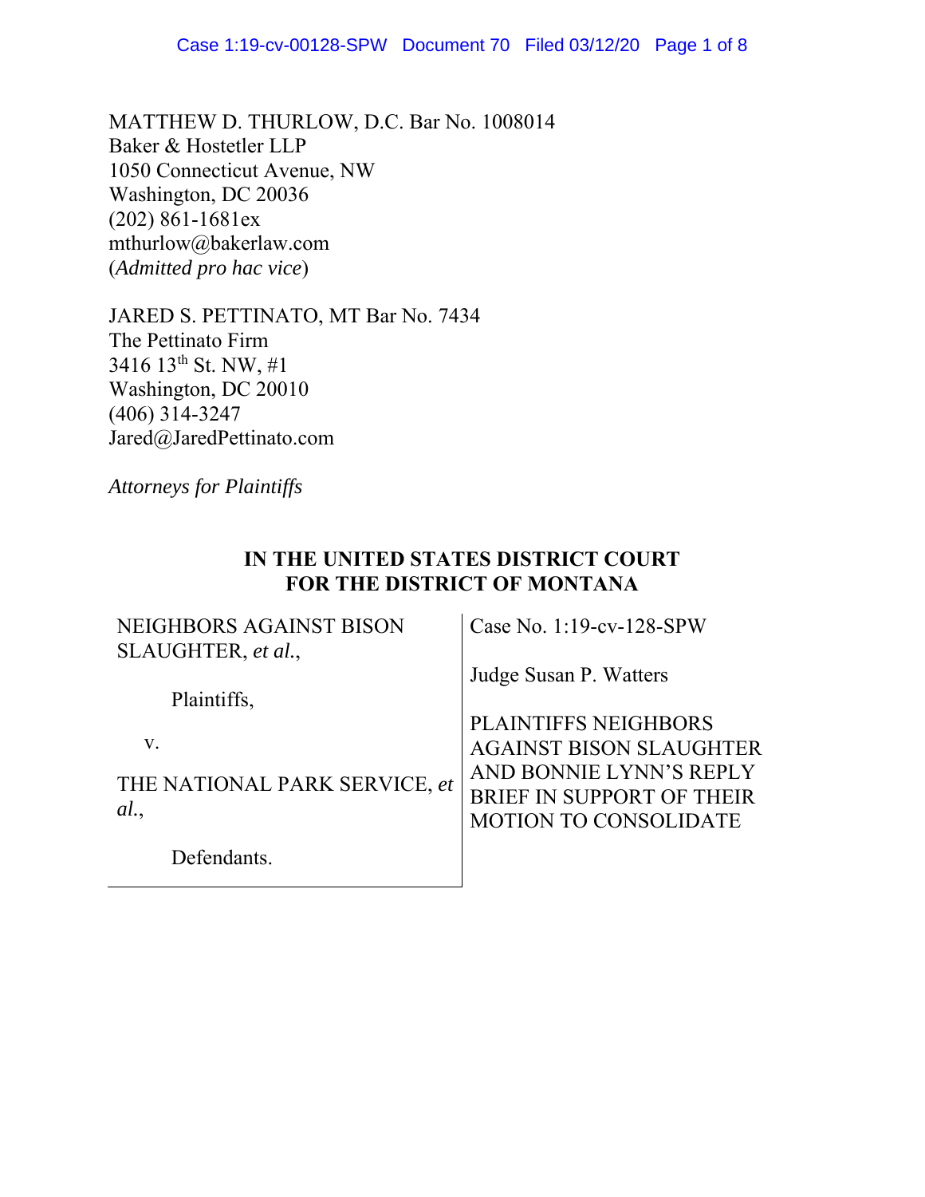MATTHEW D. THURLOW, D.C. Bar No. 1008014
Baker & Hostetler LLP
1050 Connecticut Avenue, NW
Washington, DC 20036
(202) 861-1681ex
mthurlow@bakerlaw.com
(*Admitted pro hac vice*)

JARED S. PETTINATO, MT Bar No. 7434
The Pettinato Firm
3416 13th St. NW, #1
Washington, DC 20010
(406) 314-3247
Jared@JaredPettinato.com

*Attorneys for Plaintiffs*

**IN THE UNITED STATES DISTRICT COURT**
**FOR THE DISTRICT OF MONTANA**

| | |
|---|---|
| NEIGHBORS AGAINST BISON SLAUGHTER, *et al.*,<br><br>Plaintiffs,<br><br>v.<br><br>THE NATIONAL PARK SERVICE, *et al.*,<br><br>Defendants. | Case No. 1:19-cv-128-SPW<br><br>Judge Susan P. Watters<br><br>PLAINTIFFS NEIGHBORS AGAINST BISON SLAUGHTER AND BONNIE LYNN'S REPLY BRIEF IN SUPPORT OF THEIR MOTION TO CONSOLIDATE |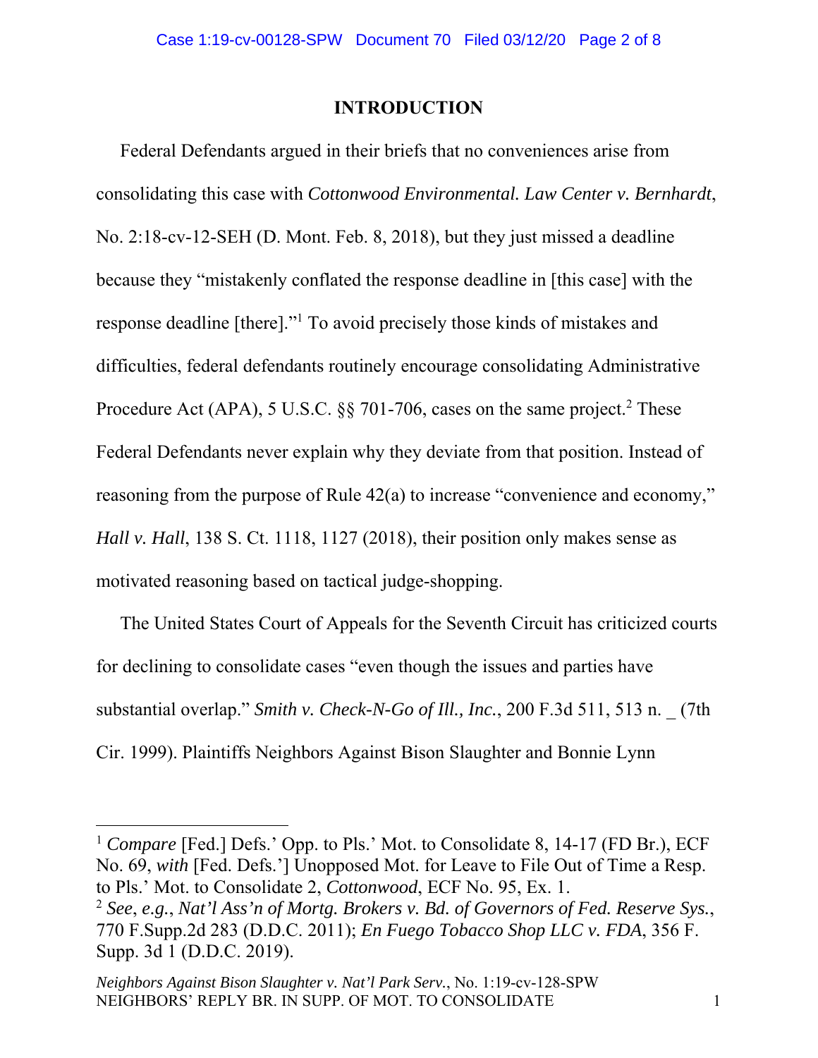## INTRODUCTION

Federal Defendants argued in their briefs that no conveniences arise from consolidating this case with *Cottonwood Environmental. Law Center v. Bernhardt*, No. 2:18-cv-12-SEH (D. Mont. Feb. 8, 2018), but they just missed a deadline because they "mistakenly conflated the response deadline in [this case] with the response deadline [there]."[1] To avoid precisely those kinds of mistakes and difficulties, federal defendants routinely encourage consolidating Administrative Procedure Act (APA), 5 U.S.C. §§ 701-706, cases on the same project.[2] These Federal Defendants never explain why they deviate from that position. Instead of reasoning from the purpose of Rule 42(a) to increase "convenience and economy," *Hall v. Hall*, 138 S. Ct. 1118, 1127 (2018), their position only makes sense as motivated reasoning based on tactical judge-shopping.

The United States Court of Appeals for the Seventh Circuit has criticized courts for declining to consolidate cases "even though the issues and parties have substantial overlap." *Smith v. Check-N-Go of Ill., Inc.*, 200 F.3d 511, 513 n. _ (7th Cir. 1999). Plaintiffs Neighbors Against Bison Slaughter and Bonnie Lynn

---

[1] *Compare* [Fed.] Defs.' Opp. to Pls.' Mot. to Consolidate 8, 14-17 (FD Br.), ECF No. 69, *with* [Fed. Defs.'] Unopposed Mot. for Leave to File Out of Time a Resp. to Pls.' Mot. to Consolidate 2, *Cottonwood*, ECF No. 95, Ex. 1.

[2] *See*, *e.g.*, *Nat'l Ass'n of Mortg. Brokers v. Bd. of Governors of Fed. Reserve Sys.*, 770 F.Supp.2d 283 (D.D.C. 2011); *En Fuego Tobacco Shop LLC v. FDA*, 356 F. Supp. 3d 1 (D.D.C. 2019).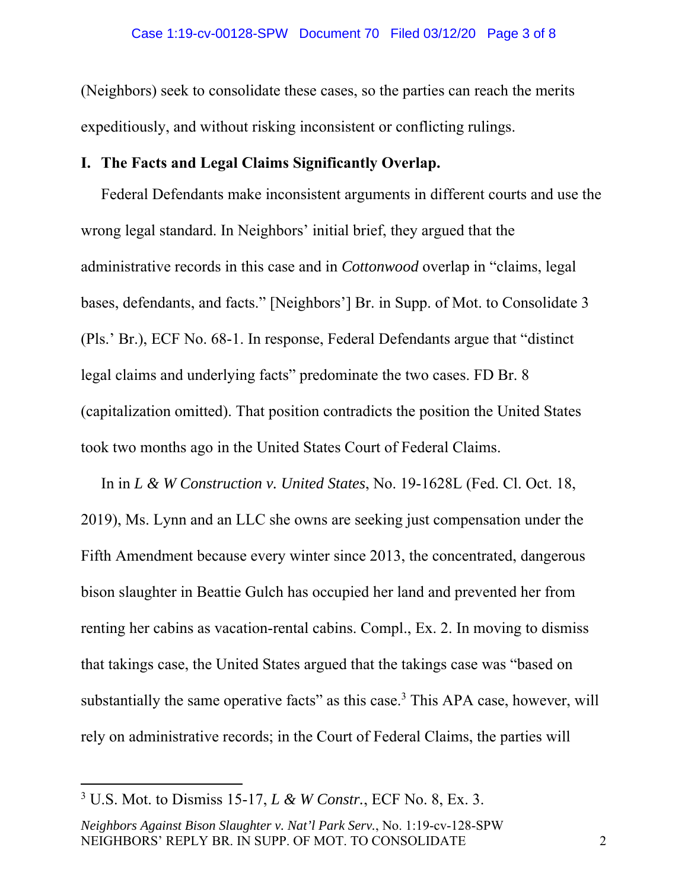(Neighbors) seek to consolidate these cases, so the parties can reach the merits expeditiously, and without risking inconsistent or conflicting rulings.

## I. The Facts and Legal Claims Significantly Overlap.

Federal Defendants make inconsistent arguments in different courts and use the wrong legal standard. In Neighbors' initial brief, they argued that the administrative records in this case and in *Cottonwood* overlap in "claims, legal bases, defendants, and facts." [Neighbors'] Br. in Supp. of Mot. to Consolidate 3 (Pls.' Br.), ECF No. 68-1. In response, Federal Defendants argue that "distinct legal claims and underlying facts" predominate the two cases. FD Br. 8 (capitalization omitted). That position contradicts the position the United States took two months ago in the United States Court of Federal Claims.

In in *L & W Construction v. United States*, No. 19-1628L (Fed. Cl. Oct. 18, 2019), Ms. Lynn and an LLC she owns are seeking just compensation under the Fifth Amendment because every winter since 2013, the concentrated, dangerous bison slaughter in Beattie Gulch has occupied her land and prevented her from renting her cabins as vacation-rental cabins. Compl., Ex. 2. In moving to dismiss that takings case, the United States argued that the takings case was "based on substantially the same operative facts" as this case.[3] This APA case, however, will rely on administrative records; in the Court of Federal Claims, the parties will

[3] U.S. Mot. to Dismiss 15-17, *L & W Constr.*, ECF No. 8, Ex. 3.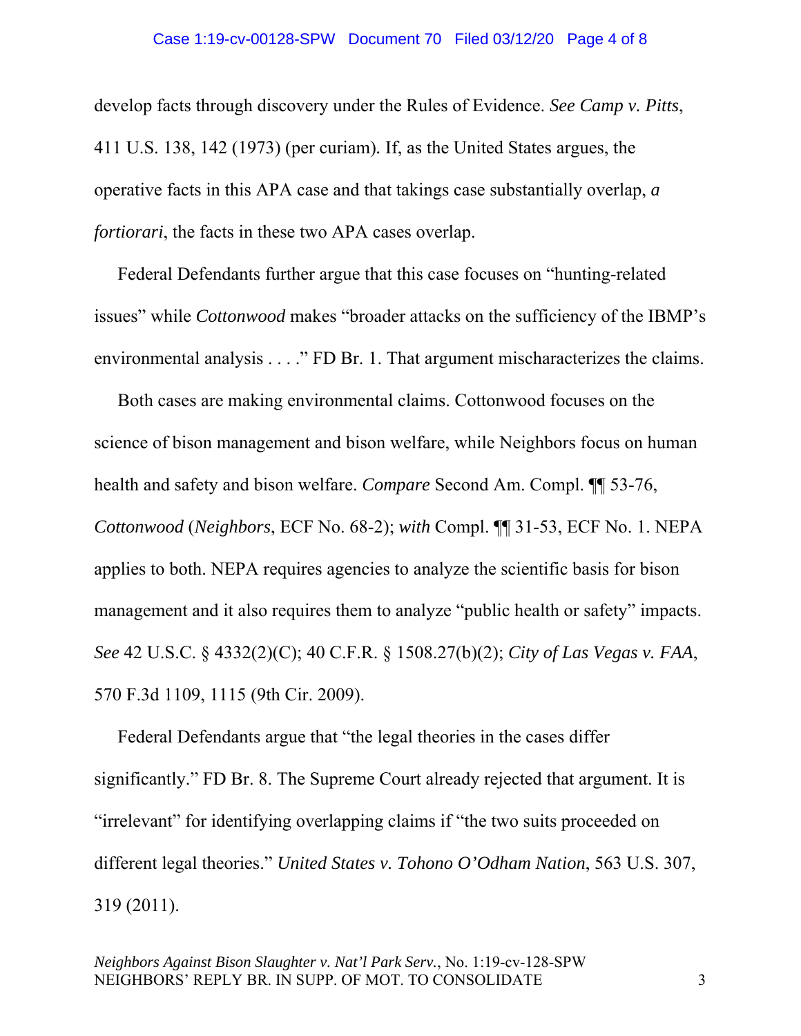develop facts through discovery under the Rules of Evidence. *See Camp v. Pitts*, 411 U.S. 138, 142 (1973) (per curiam). If, as the United States argues, the operative facts in this APA case and that takings case substantially overlap, *a fortiorari*, the facts in these two APA cases overlap.

Federal Defendants further argue that this case focuses on "hunting-related issues" while *Cottonwood* makes "broader attacks on the sufficiency of the IBMP's environmental analysis . . . ." FD Br. 1. That argument mischaracterizes the claims.

Both cases are making environmental claims. Cottonwood focuses on the science of bison management and bison welfare, while Neighbors focus on human health and safety and bison welfare. *Compare* Second Am. Compl. ¶¶ 53-76, *Cottonwood* (*Neighbors*, ECF No. 68-2); *with* Compl. ¶¶ 31-53, ECF No. 1. NEPA applies to both. NEPA requires agencies to analyze the scientific basis for bison management and it also requires them to analyze "public health or safety" impacts. *See* 42 U.S.C. § 4332(2)(C); 40 C.F.R. § 1508.27(b)(2); *City of Las Vegas v. FAA*, 570 F.3d 1109, 1115 (9th Cir. 2009).

Federal Defendants argue that "the legal theories in the cases differ significantly." FD Br. 8. The Supreme Court already rejected that argument. It is "irrelevant" for identifying overlapping claims if "the two suits proceeded on different legal theories." *United States v. Tohono O'Odham Nation*, 563 U.S. 307, 319 (2011).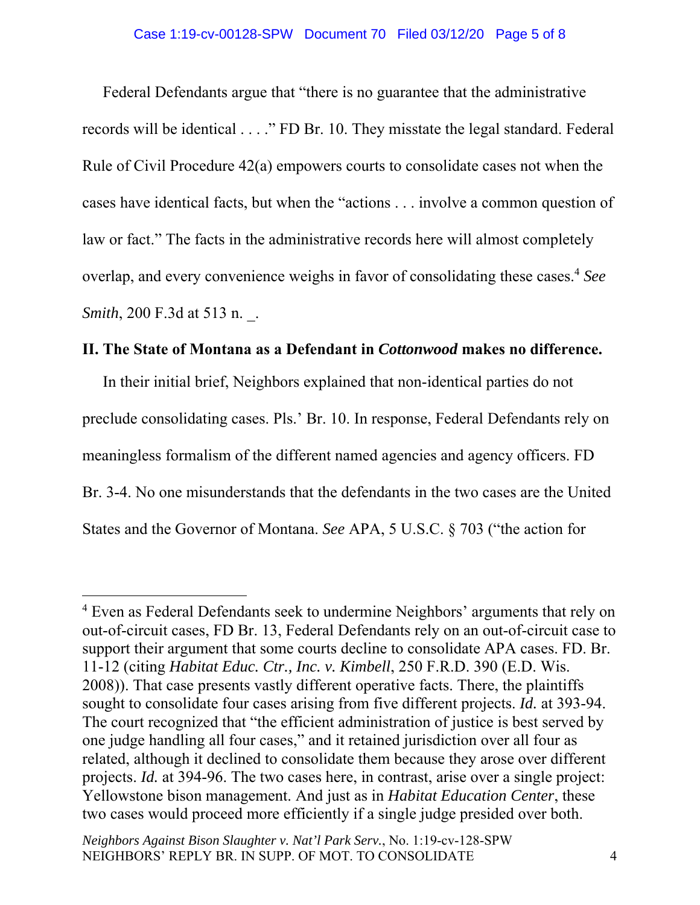Federal Defendants argue that "there is no guarantee that the administrative records will be identical . . . ." FD Br. 10. They misstate the legal standard. Federal Rule of Civil Procedure 42(a) empowers courts to consolidate cases not when the cases have identical facts, but when the "actions . . . involve a common question of law or fact." The facts in the administrative records here will almost completely overlap, and every convenience weighs in favor of consolidating these cases.[4] *See Smith*, 200 F.3d at 513 n. _.

## II. The State of Montana as a Defendant in *Cottonwood* makes no difference.

In their initial brief, Neighbors explained that non-identical parties do not preclude consolidating cases. Pls.' Br. 10. In response, Federal Defendants rely on meaningless formalism of the different named agencies and agency officers. FD Br. 3-4. No one misunderstands that the defendants in the two cases are the United States and the Governor of Montana. *See* APA, 5 U.S.C. § 703 ("the action for

[4] Even as Federal Defendants seek to undermine Neighbors' arguments that rely on out-of-circuit cases, FD Br. 13, Federal Defendants rely on an out-of-circuit case to support their argument that some courts decline to consolidate APA cases. FD. Br. 11-12 (citing *Habitat Educ. Ctr., Inc. v. Kimbell*, 250 F.R.D. 390 (E.D. Wis. 2008)). That case presents vastly different operative facts. There, the plaintiffs sought to consolidate four cases arising from five different projects. *Id.* at 393-94. The court recognized that "the efficient administration of justice is best served by one judge handling all four cases," and it retained jurisdiction over all four as related, although it declined to consolidate them because they arose over different projects. *Id.* at 394-96. The two cases here, in contrast, arise over a single project: Yellowstone bison management. And just as in *Habitat Education Center*, these two cases would proceed more efficiently if a single judge presided over both.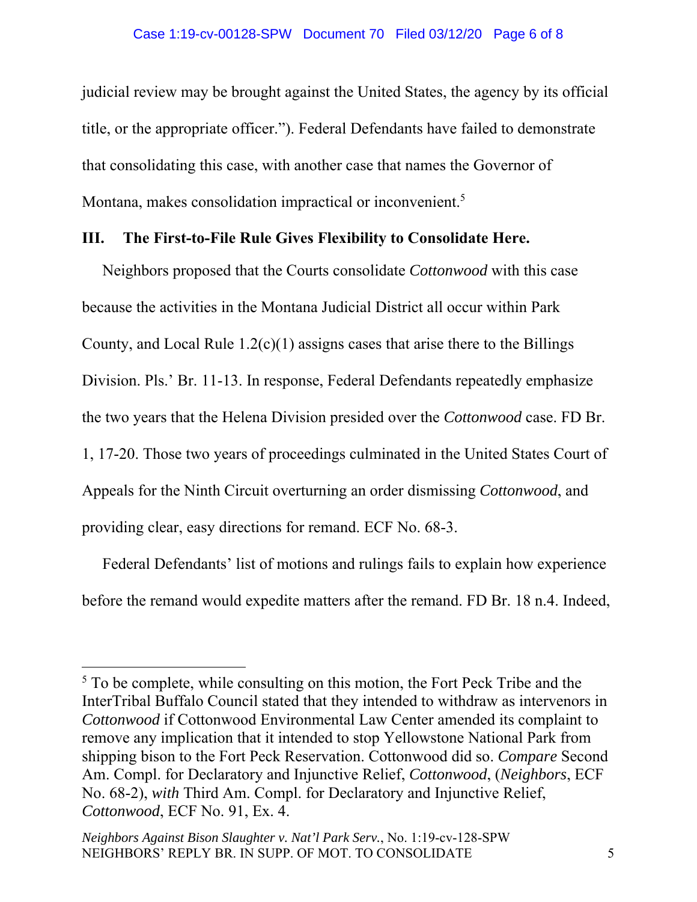judicial review may be brought against the United States, the agency by its official title, or the appropriate officer."). Federal Defendants have failed to demonstrate that consolidating this case, with another case that names the Governor of Montana, makes consolidation impractical or inconvenient.[5]

## III. The First-to-File Rule Gives Flexibility to Consolidate Here.

Neighbors proposed that the Courts consolidate *Cottonwood* with this case because the activities in the Montana Judicial District all occur within Park County, and Local Rule 1.2(c)(1) assigns cases that arise there to the Billings Division. Pls.' Br. 11-13. In response, Federal Defendants repeatedly emphasize the two years that the Helena Division presided over the *Cottonwood* case. FD Br. 1, 17-20. Those two years of proceedings culminated in the United States Court of Appeals for the Ninth Circuit overturning an order dismissing *Cottonwood*, and providing clear, easy directions for remand. ECF No. 68-3.

Federal Defendants' list of motions and rulings fails to explain how experience before the remand would expedite matters after the remand. FD Br. 18 n.4. Indeed,

[5] To be complete, while consulting on this motion, the Fort Peck Tribe and the InterTribal Buffalo Council stated that they intended to withdraw as intervenors in *Cottonwood* if Cottonwood Environmental Law Center amended its complaint to remove any implication that it intended to stop Yellowstone National Park from shipping bison to the Fort Peck Reservation. Cottonwood did so. *Compare* Second Am. Compl. for Declaratory and Injunctive Relief, *Cottonwood*, (*Neighbors*, ECF No. 68-2), *with* Third Am. Compl. for Declaratory and Injunctive Relief, *Cottonwood*, ECF No. 91, Ex. 4.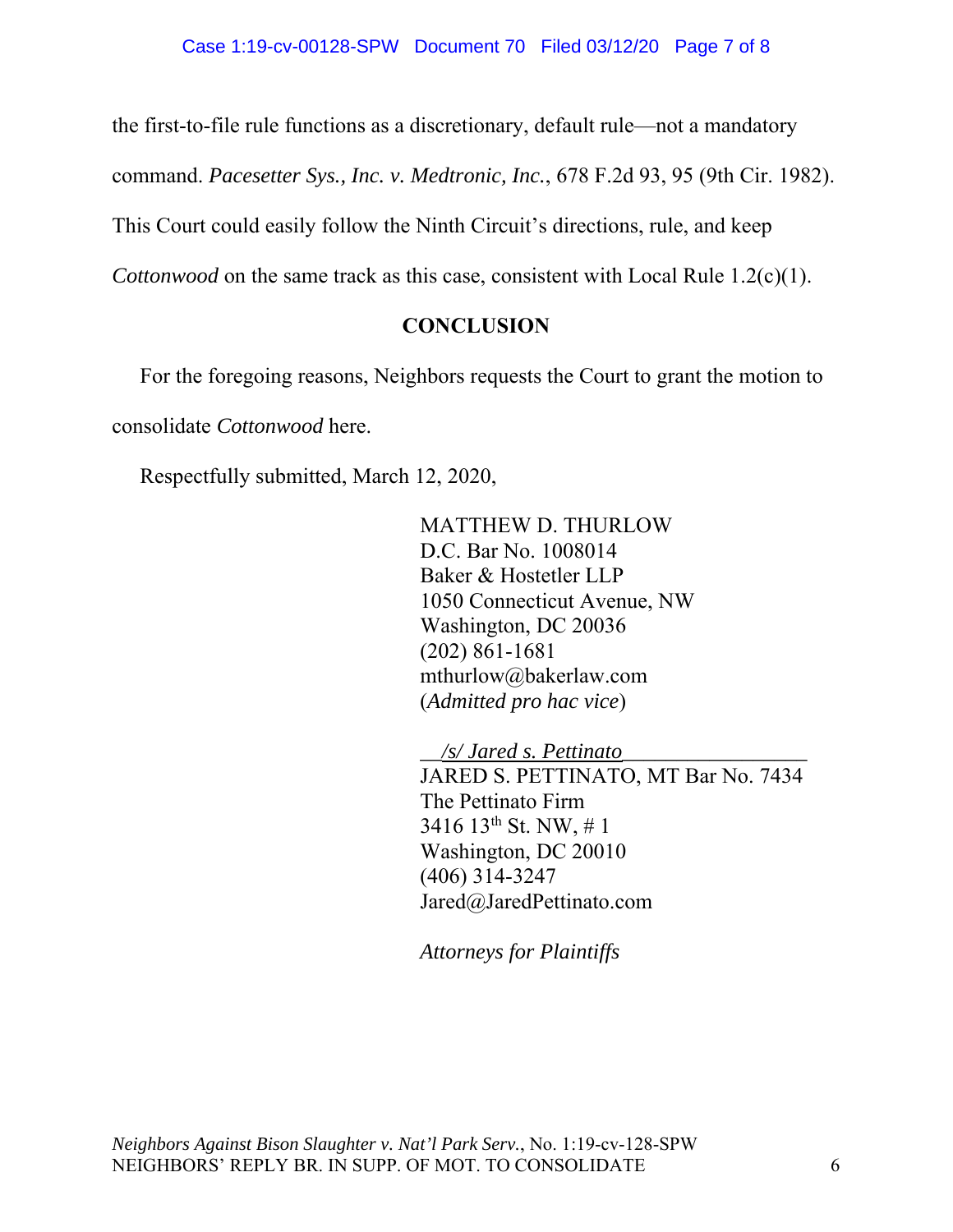the first-to-file rule functions as a discretionary, default rule—not a mandatory command. *Pacesetter Sys., Inc. v. Medtronic, Inc.*, 678 F.2d 93, 95 (9th Cir. 1982). This Court could easily follow the Ninth Circuit's directions, rule, and keep *Cottonwood* on the same track as this case, consistent with Local Rule 1.2(c)(1).

## CONCLUSION

For the foregoing reasons, Neighbors requests the Court to grant the motion to consolidate *Cottonwood* here.

Respectfully submitted, March 12, 2020,

MATTHEW D. THURLOW
D.C. Bar No. 1008014
Baker & Hostetler LLP
1050 Connecticut Avenue, NW
Washington, DC 20036
(202) 861-1681
mthurlow@bakerlaw.com
(*Admitted pro hac vice*)

*/s/ Jared s. Pettinato*
JARED S. PETTINATO, MT Bar No. 7434
The Pettinato Firm
3416 13th St. NW, # 1
Washington, DC 20010
(406) 314-3247
Jared@JaredPettinato.com

*Attorneys for Plaintiffs*

*Neighbors Against Bison Slaughter v. Nat'l Park Serv.*, No. 1:19-cv-128-SPW
NEIGHBORS' REPLY BR. IN SUPP. OF MOT. TO CONSOLIDATE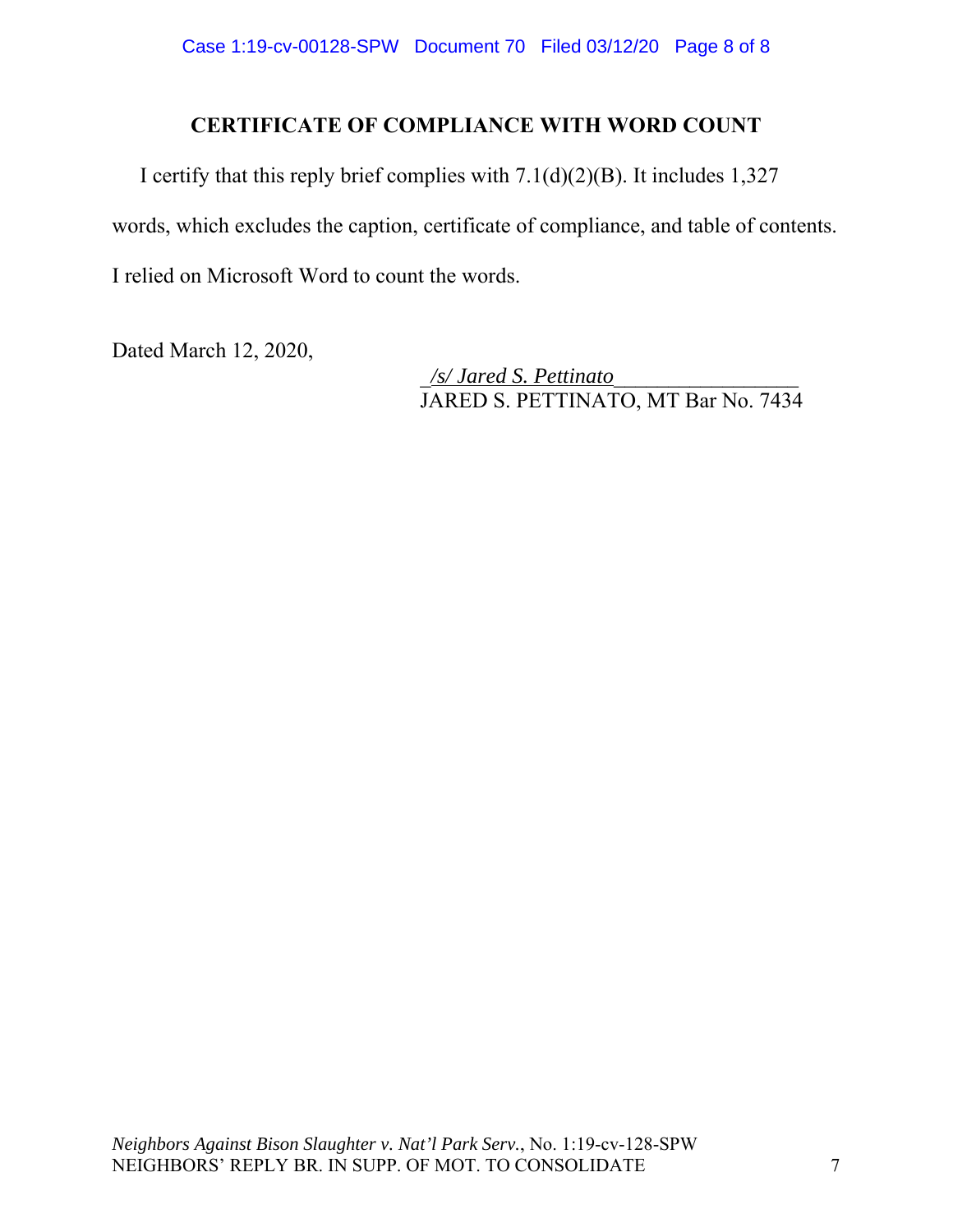## CERTIFICATE OF COMPLIANCE WITH WORD COUNT

I certify that this reply brief complies with 7.1(d)(2)(B). It includes 1,327 words, which excludes the caption, certificate of compliance, and table of contents. I relied on Microsoft Word to count the words.

Dated March 12, 2020,

*/s/ Jared S. Pettinato*
JARED S. PETTINATO, MT Bar No. 7434